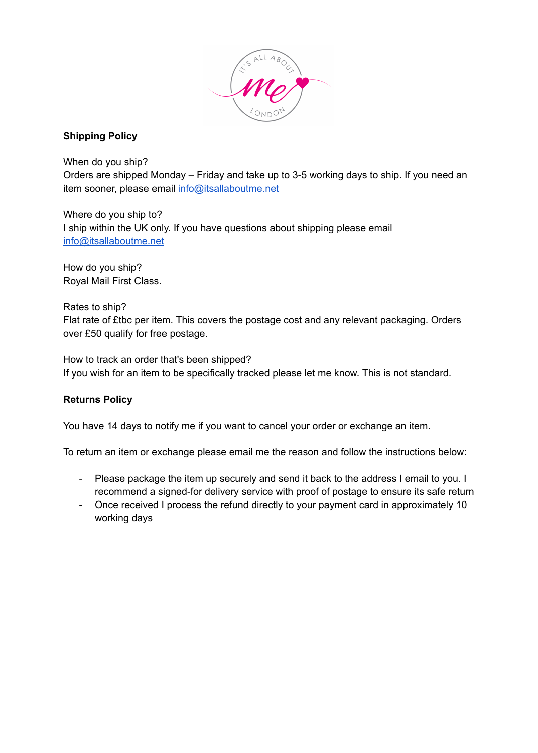**Shipping Policy**

When do you ship?
Orders are shipped Monday – Friday and take up to 3-5 working days to ship. If you need an item sooner, please email info@itsallaboutme.net

Where do you ship to?
I ship within the UK only. If you have questions about shipping please email info@itsallaboutme.net

How do you ship?
Royal Mail First Class.

Rates to ship?
Flat rate of £tbc per item. This covers the postage cost and any relevant packaging. Orders over £50 qualify for free postage.

How to track an order that's been shipped?
If you wish for an item to be specifically tracked please let me know. This is not standard.

**Returns Policy**

You have 14 days to notify me if you want to cancel your order or exchange an item.

To return an item or exchange please email me the reason and follow the instructions below:

- Please package the item up securely and send it back to the address I email to you. I recommend a signed-for delivery service with proof of postage to ensure its safe return
- Once received I process the refund directly to your payment card in approximately 10 working days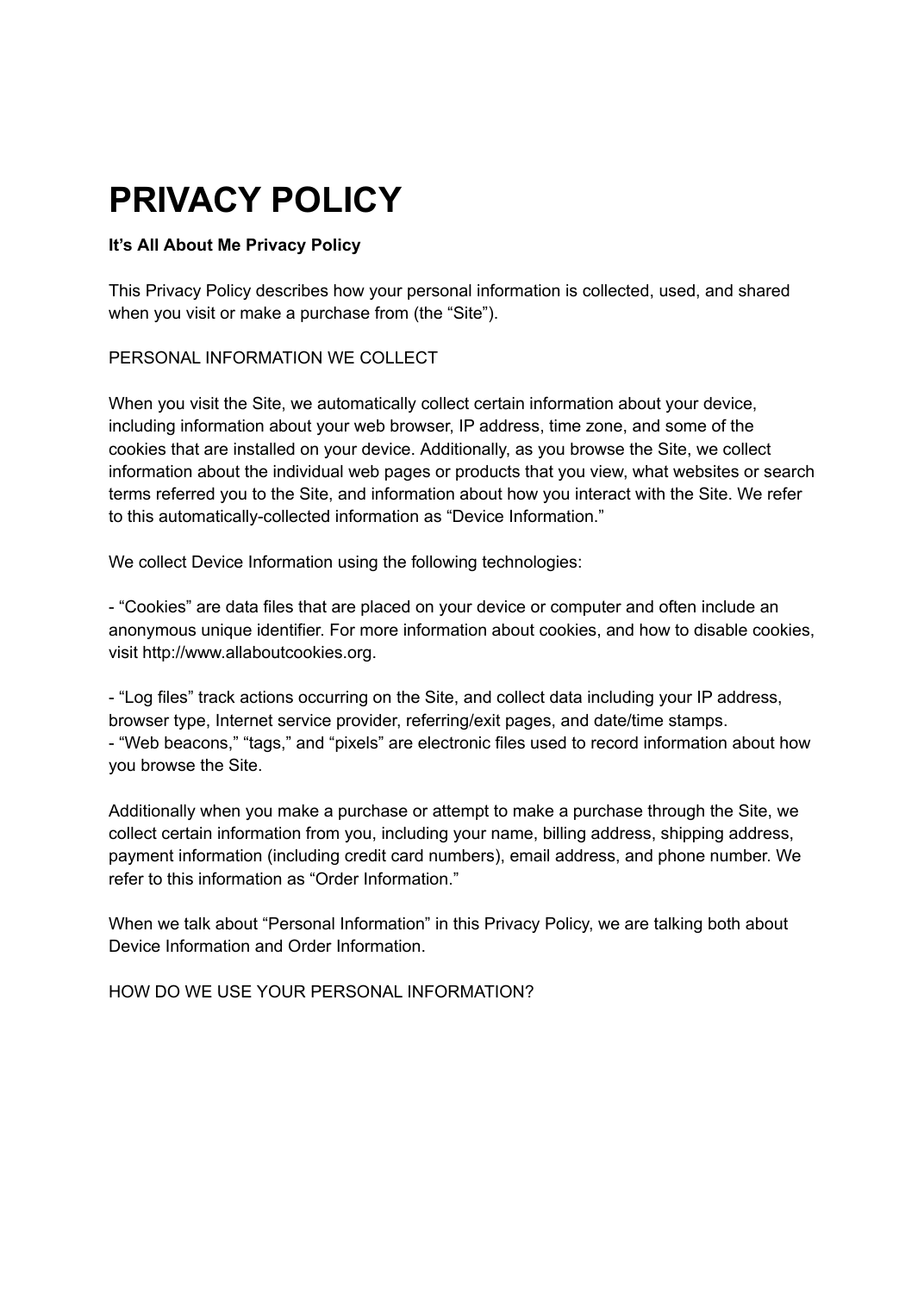# PRIVACY POLICY

**It's All About Me Privacy Policy**

This Privacy Policy describes how your personal information is collected, used, and shared when you visit or make a purchase from (the "Site").

PERSONAL INFORMATION WE COLLECT

When you visit the Site, we automatically collect certain information about your device, including information about your web browser, IP address, time zone, and some of the cookies that are installed on your device. Additionally, as you browse the Site, we collect information about the individual web pages or products that you view, what websites or search terms referred you to the Site, and information about how you interact with the Site. We refer to this automatically-collected information as "Device Information."

We collect Device Information using the following technologies:

- "Cookies" are data files that are placed on your device or computer and often include an anonymous unique identifier. For more information about cookies, and how to disable cookies, visit http://www.allaboutcookies.org.

- "Log files" track actions occurring on the Site, and collect data including your IP address, browser type, Internet service provider, referring/exit pages, and date/time stamps.
- "Web beacons," "tags," and "pixels" are electronic files used to record information about how you browse the Site.

Additionally when you make a purchase or attempt to make a purchase through the Site, we collect certain information from you, including your name, billing address, shipping address, payment information (including credit card numbers), email address, and phone number. We refer to this information as "Order Information."

When we talk about "Personal Information" in this Privacy Policy, we are talking both about Device Information and Order Information.

HOW DO WE USE YOUR PERSONAL INFORMATION?